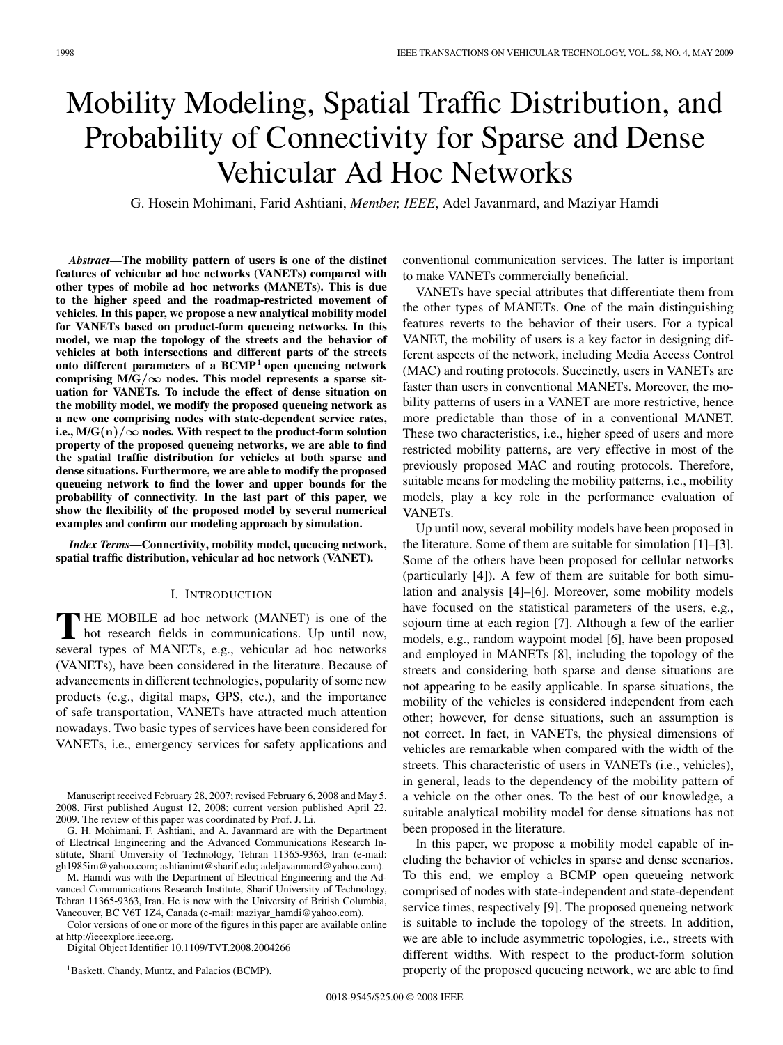# Mobility Modeling, Spatial Traffic Distribution, and Probability of Connectivity for Sparse and Dense Vehicular Ad Hoc Networks

G. Hosein Mohimani, Farid Ashtiani, *Member, IEEE*, Adel Javanmard, and Maziyar Hamdi

***Abstract*—The mobility pattern of users is one of the distinct features of vehicular ad hoc networks (VANETs) compared with other types of mobile ad hoc networks (MANETs). This is due to the higher speed and the roadmap-restricted movement of vehicles. In this paper, we propose a new analytical mobility model for VANETs based on product-form queueing networks. In this model, we map the topology of the streets and the behavior of vehicles at both intersections and different parts of the streets onto different parameters of a BCMP[1] open queueing network comprising $M/G/\infty$ nodes. This model represents a sparse situation for VANETs. To include the effect of dense situation on the mobility model, we modify the proposed queueing network as a new one comprising nodes with state-dependent service rates, i.e., $M/G(n)/\infty$ nodes. With respect to the product-form solution property of the proposed queueing networks, we are able to find the spatial traffic distribution for vehicles at both sparse and dense situations. Furthermore, we are able to modify the proposed queueing network to find the lower and upper bounds for the probability of connectivity. In the last part of this paper, we show the flexibility of the proposed model by several numerical examples and confirm our modeling approach by simulation.**

***Index Terms*—Connectivity, mobility model, queueing network, spatial traffic distribution, vehicular ad hoc network (VANET).**

## I. Introduction

The mobile ad hoc network (MANET) is one of the hot research fields in communications. Up until now, several types of MANETs, e.g., vehicular ad hoc networks (VANETs), have been considered in the literature. Because of advancements in different technologies, popularity of some new products (e.g., digital maps, GPS, etc.), and the importance of safe transportation, VANETs have attracted much attention nowadays. Two basic types of services have been considered for VANETs, i.e., emergency services for safety applications and conventional communication services. The latter is important to make VANETs commercially beneficial.

VANETs have special attributes that differentiate them from the other types of MANETs. One of the main distinguishing features reverts to the behavior of their users. For a typical VANET, the mobility of users is a key factor in designing different aspects of the network, including Media Access Control (MAC) and routing protocols. Succinctly, users in VANETs are faster than users in conventional MANETs. Moreover, the mobility patterns of users in a VANET are more restrictive, hence more predictable than those of in a conventional MANET. These two characteristics, i.e., higher speed of users and more restricted mobility patterns, are very effective in most of the previously proposed MAC and routing protocols. Therefore, suitable means for modeling the mobility patterns, i.e., mobility models, play a key role in the performance evaluation of VANETs.

Up until now, several mobility models have been proposed in the literature. Some of them are suitable for simulation [1]–[3]. Some of the others have been proposed for cellular networks (particularly [4]). A few of them are suitable for both simulation and analysis [4]–[6]. Moreover, some mobility models have focused on the statistical parameters of the users, e.g., sojourn time at each region [7]. Although a few of the earlier models, e.g., random waypoint model [6], have been proposed and employed in MANETs [8], including the topology of the streets and considering both sparse and dense situations are not appearing to be easily applicable. In sparse situations, the mobility of the vehicles is considered independent from each other; however, for dense situations, such an assumption is not correct. In fact, in VANETs, the physical dimensions of vehicles are remarkable when compared with the width of the streets. This characteristic of users in VANETs (i.e., vehicles), in general, leads to the dependency of the mobility pattern of a vehicle on the other ones. To the best of our knowledge, a suitable analytical mobility model for dense situations has not been proposed in the literature.

In this paper, we propose a mobility model capable of including the behavior of vehicles in sparse and dense scenarios. To this end, we employ a BCMP open queueing network comprised of nodes with state-independent and state-dependent service times, respectively [9]. The proposed queueing network is suitable to include the topology of the streets. In addition, we are able to include asymmetric topologies, i.e., streets with different widths. With respect to the product-form solution property of the proposed queueing network, we are able to find

---

Manuscript received February 28, 2007; revised February 6, 2008 and May 5, 2008. First published August 12, 2008; current version published April 22, 2009. The review of this paper was coordinated by Prof. J. Li.

G. H. Mohimani, F. Ashtiani, and A. Javanmard are with the Department of Electrical Engineering and the Advanced Communications Research Institute, Sharif University of Technology, Tehran 11365-9363, Iran (e-mail: gh1985im@yahoo.com; ashtianimt@sharif.edu; adeljavanmard@yahoo.com).

M. Hamdi was with the Department of Electrical Engineering and the Advanced Communications Research Institute, Sharif University of Technology, Tehran 11365-9363, Iran. He is now with the University of British Columbia, Vancouver, BC V6T 1Z4, Canada (e-mail: maziyar_hamdi@yahoo.com).

Color versions of one or more of the figures in this paper are available online at http://ieeexplore.ieee.org.

Digital Object Identifier 10.1109/TVT.2008.2004266

[1] Baskett, Chandy, Muntz, and Palacios (BCMP).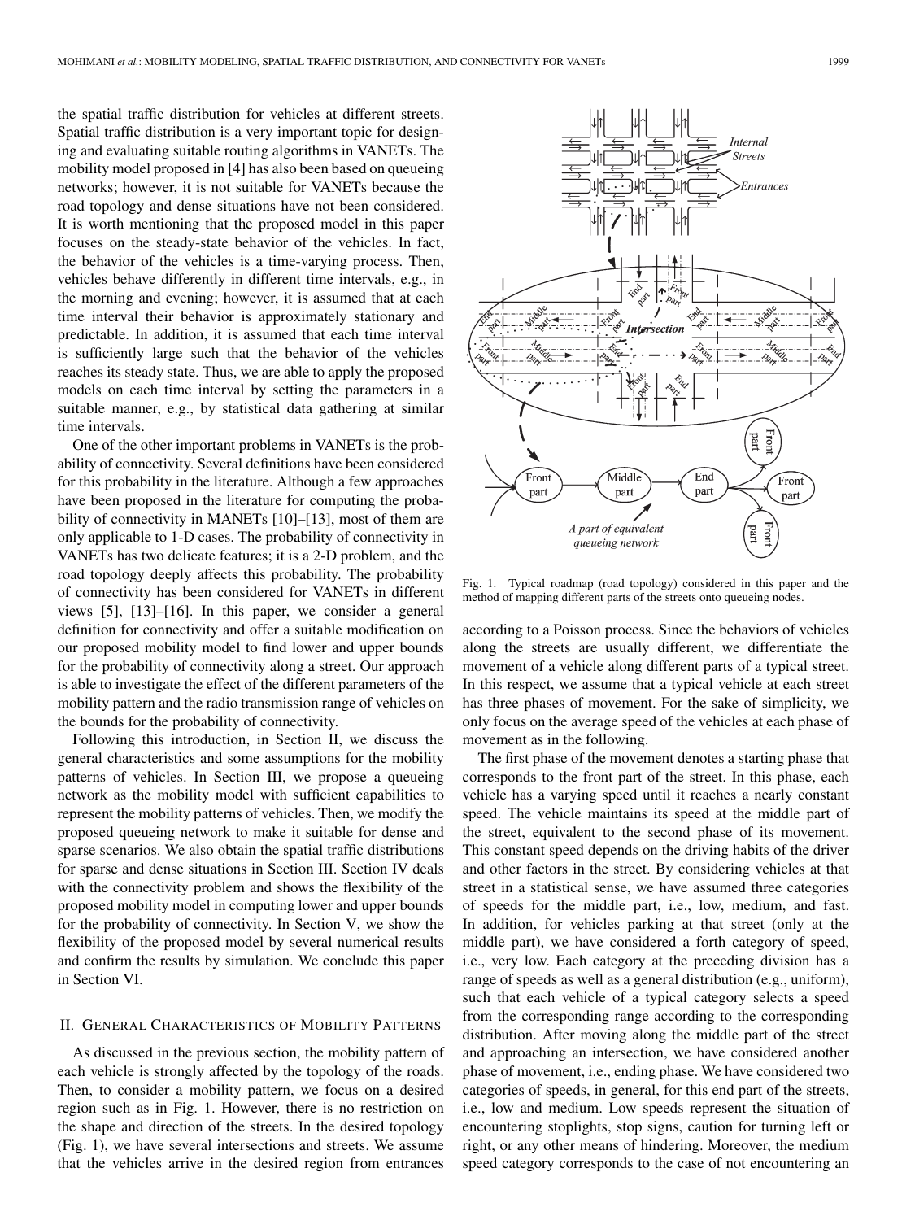the spatial traffic distribution for vehicles at different streets. Spatial traffic distribution is a very important topic for designing and evaluating suitable routing algorithms in VANETs. The mobility model proposed in [4] has also been based on queueing networks; however, it is not suitable for VANETs because the road topology and dense situations have not been considered. It is worth mentioning that the proposed model in this paper focuses on the steady-state behavior of the vehicles. In fact, the behavior of the vehicles is a time-varying process. Then, vehicles behave differently in different time intervals, e.g., in the morning and evening; however, it is assumed that at each time interval their behavior is approximately stationary and predictable. In addition, it is assumed that each time interval is sufficiently large such that the behavior of the vehicles reaches its steady state. Thus, we are able to apply the proposed models on each time interval by setting the parameters in a suitable manner, e.g., by statistical data gathering at similar time intervals.

One of the other important problems in VANETs is the probability of connectivity. Several definitions have been considered for this probability in the literature. Although a few approaches have been proposed in the literature for computing the probability of connectivity in MANETs [10]–[13], most of them are only applicable to 1-D cases. The probability of connectivity in VANETs has two delicate features; it is a 2-D problem, and the road topology deeply affects this probability. The probability of connectivity has been considered for VANETs in different views [5], [13]–[16]. In this paper, we consider a general definition for connectivity and offer a suitable modification on our proposed mobility model to find lower and upper bounds for the probability of connectivity along a street. Our approach is able to investigate the effect of the different parameters of the mobility pattern and the radio transmission range of vehicles on the bounds for the probability of connectivity.

Following this introduction, in Section II, we discuss the general characteristics and some assumptions for the mobility patterns of vehicles. In Section III, we propose a queueing network as the mobility model with sufficient capabilities to represent the mobility patterns of vehicles. Then, we modify the proposed queueing network to make it suitable for dense and sparse scenarios. We also obtain the spatial traffic distributions for sparse and dense situations in Section III. Section IV deals with the connectivity problem and shows the flexibility of the proposed mobility model in computing lower and upper bounds for the probability of connectivity. In Section V, we show the flexibility of the proposed model by several numerical results and confirm the results by simulation. We conclude this paper in Section VI.

## II. General Characteristics of Mobility Patterns

As discussed in the previous section, the mobility pattern of each vehicle is strongly affected by the topology of the roads. Then, to consider a mobility pattern, we focus on a desired region such as in Fig. 1. However, there is no restriction on the shape and direction of the streets. In the desired topology (Fig. 1), we have several intersections and streets. We assume that the vehicles arrive in the desired region from entrances

Fig. 1. Typical roadmap (road topology) considered in this paper and the method of mapping different parts of the streets onto queueing nodes.

according to a Poisson process. Since the behaviors of vehicles along the streets are usually different, we differentiate the movement of a vehicle along different parts of a typical street. In this respect, we assume that a typical vehicle at each street has three phases of movement. For the sake of simplicity, we only focus on the average speed of the vehicles at each phase of movement as in the following.

The first phase of the movement denotes a starting phase that corresponds to the front part of the street. In this phase, each vehicle has a varying speed until it reaches a nearly constant speed. The vehicle maintains its speed at the middle part of the street, equivalent to the second phase of its movement. This constant speed depends on the driving habits of the driver and other factors in the street. By considering vehicles at that street in a statistical sense, we have assumed three categories of speeds for the middle part, i.e., low, medium, and fast. In addition, for vehicles parking at that street (only at the middle part), we have considered a forth category of speed, i.e., very low. Each category at the preceding division has a range of speeds as well as a general distribution (e.g., uniform), such that each vehicle of a typical category selects a speed from the corresponding range according to the corresponding distribution. After moving along the middle part of the street and approaching an intersection, we have considered another phase of movement, i.e., ending phase. We have considered two categories of speeds, in general, for this end part of the streets, i.e., low and medium. Low speeds represent the situation of encountering stoplights, stop signs, caution for turning left or right, or any other means of hindering. Moreover, the medium speed category corresponds to the case of not encountering an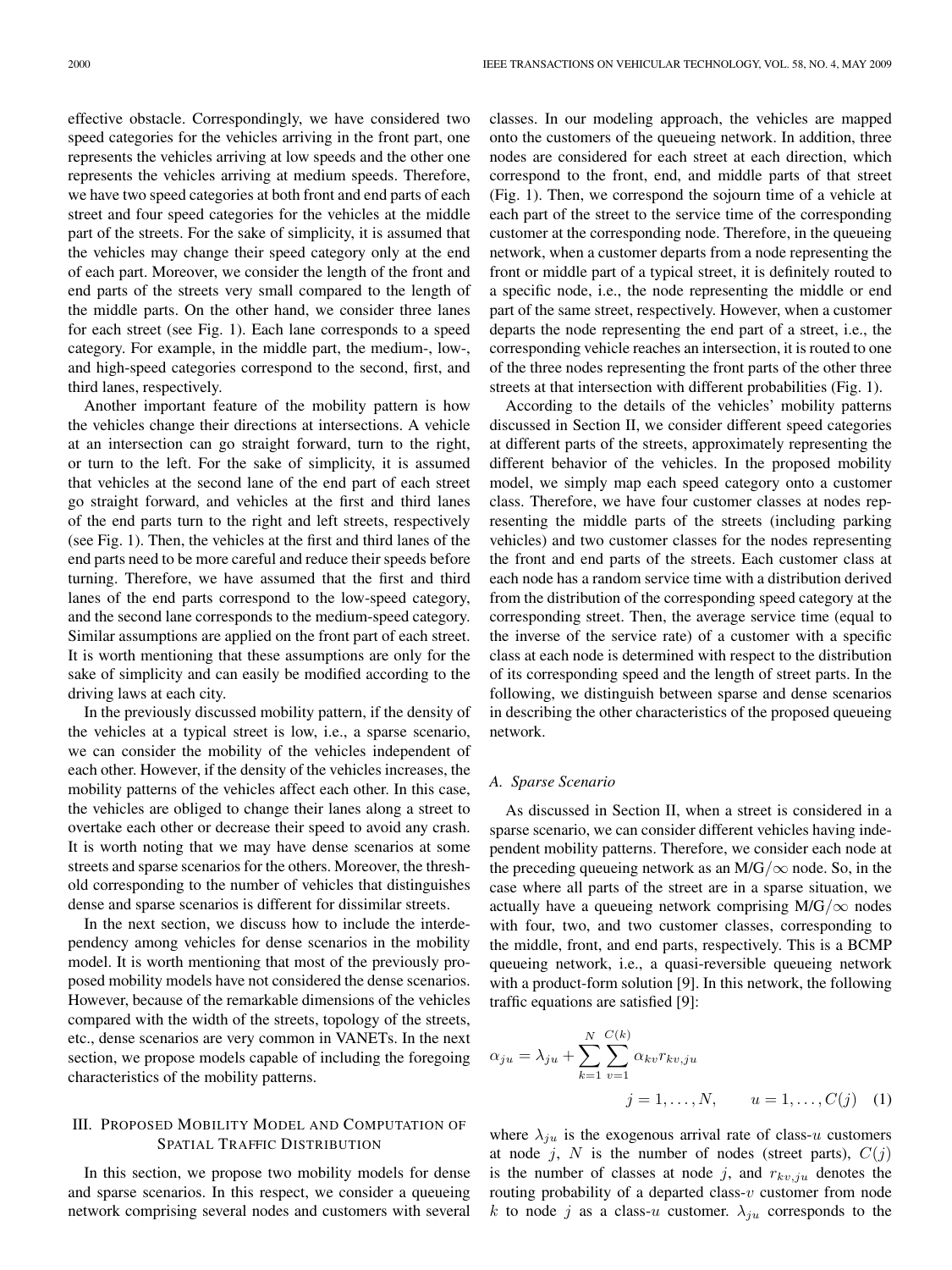effective obstacle. Correspondingly, we have considered two speed categories for the vehicles arriving in the front part, one represents the vehicles arriving at low speeds and the other one represents the vehicles arriving at medium speeds. Therefore, we have two speed categories at both front and end parts of each street and four speed categories for the vehicles at the middle part of the streets. For the sake of simplicity, it is assumed that the vehicles may change their speed category only at the end of each part. Moreover, we consider the length of the front and end parts of the streets very small compared to the length of the middle parts. On the other hand, we consider three lanes for each street (see Fig. 1). Each lane corresponds to a speed category. For example, in the middle part, the medium-, low-, and high-speed categories correspond to the second, first, and third lanes, respectively.

Another important feature of the mobility pattern is how the vehicles change their directions at intersections. A vehicle at an intersection can go straight forward, turn to the right, or turn to the left. For the sake of simplicity, it is assumed that vehicles at the second lane of the end part of each street go straight forward, and vehicles at the first and third lanes of the end parts turn to the right and left streets, respectively (see Fig. 1). Then, the vehicles at the first and third lanes of the end parts need to be more careful and reduce their speeds before turning. Therefore, we have assumed that the first and third lanes of the end parts correspond to the low-speed category, and the second lane corresponds to the medium-speed category. Similar assumptions are applied on the front part of each street. It is worth mentioning that these assumptions are only for the sake of simplicity and can easily be modified according to the driving laws at each city.

In the previously discussed mobility pattern, if the density of the vehicles at a typical street is low, i.e., a sparse scenario, we can consider the mobility of the vehicles independent of each other. However, if the density of the vehicles increases, the mobility patterns of the vehicles affect each other. In this case, the vehicles are obliged to change their lanes along a street to overtake each other or decrease their speed to avoid any crash. It is worth noting that we may have dense scenarios at some streets and sparse scenarios for the others. Moreover, the threshold corresponding to the number of vehicles that distinguishes dense and sparse scenarios is different for dissimilar streets.

In the next section, we discuss how to include the interdependency among vehicles for dense scenarios in the mobility model. It is worth mentioning that most of the previously proposed mobility models have not considered the dense scenarios. However, because of the remarkable dimensions of the vehicles compared with the width of the streets, topology of the streets, etc., dense scenarios are very common in VANETs. In the next section, we propose models capable of including the foregoing characteristics of the mobility patterns.

## III. Proposed Mobility Model and Computation of Spatial Traffic Distribution

In this section, we propose two mobility models for dense and sparse scenarios. In this respect, we consider a queueing network comprising several nodes and customers with several classes. In our modeling approach, the vehicles are mapped onto the customers of the queueing network. In addition, three nodes are considered for each street at each direction, which correspond to the front, end, and middle parts of that street (Fig. 1). Then, we correspond the sojourn time of a vehicle at each part of the street to the service time of the corresponding customer at the corresponding node. Therefore, in the queueing network, when a customer departs from a node representing the front or middle part of a typical street, it is definitely routed to a specific node, i.e., the node representing the middle or end part of the same street, respectively. However, when a customer departs the node representing the end part of a street, i.e., the corresponding vehicle reaches an intersection, it is routed to one of the three nodes representing the front parts of the other three streets at that intersection with different probabilities (Fig. 1).

According to the details of the vehicles' mobility patterns discussed in Section II, we consider different speed categories at different parts of the streets, approximately representing the different behavior of the vehicles. In the proposed mobility model, we simply map each speed category onto a customer class. Therefore, we have four customer classes at nodes representing the middle parts of the streets (including parking vehicles) and two customer classes for the nodes representing the front and end parts of the streets. Each customer class at each node has a random service time with a distribution derived from the distribution of the corresponding speed category at the corresponding street. Then, the average service time (equal to the inverse of the service rate) of a customer with a specific class at each node is determined with respect to the distribution of its corresponding speed and the length of street parts. In the following, we distinguish between sparse and dense scenarios in describing the other characteristics of the proposed queueing network.

### A. Sparse Scenario

As discussed in Section II, when a street is considered in a sparse scenario, we can consider different vehicles having independent mobility patterns. Therefore, we consider each node at the preceding queueing network as an M/G/$\infty$ node. So, in the case where all parts of the street are in a sparse situation, we actually have a queueing network comprising M/G/$\infty$ nodes with four, two, and two customer classes, corresponding to the middle, front, and end parts, respectively. This is a BCMP queueing network, i.e., a quasi-reversible queueing network with a product-form solution [9]. In this network, the following traffic equations are satisfied [9]:

$$\alpha_{ju} = \lambda_{ju} + \sum_{k=1}^{N} \sum_{v=1}^{C(k)} \alpha_{kv} r_{kv,ju} \qquad j = 1, \ldots, N, \qquad u = 1, \ldots, C(j) \quad (1)$$

where $\lambda_{ju}$ is the exogenous arrival rate of class-$u$ customers at node $j$, $N$ is the number of nodes (street parts), $C(j)$ is the number of classes at node $j$, and $r_{kv,ju}$ denotes the routing probability of a departed class-$v$ customer from node $k$ to node $j$ as a class-$u$ customer. $\lambda_{ju}$ corresponds to the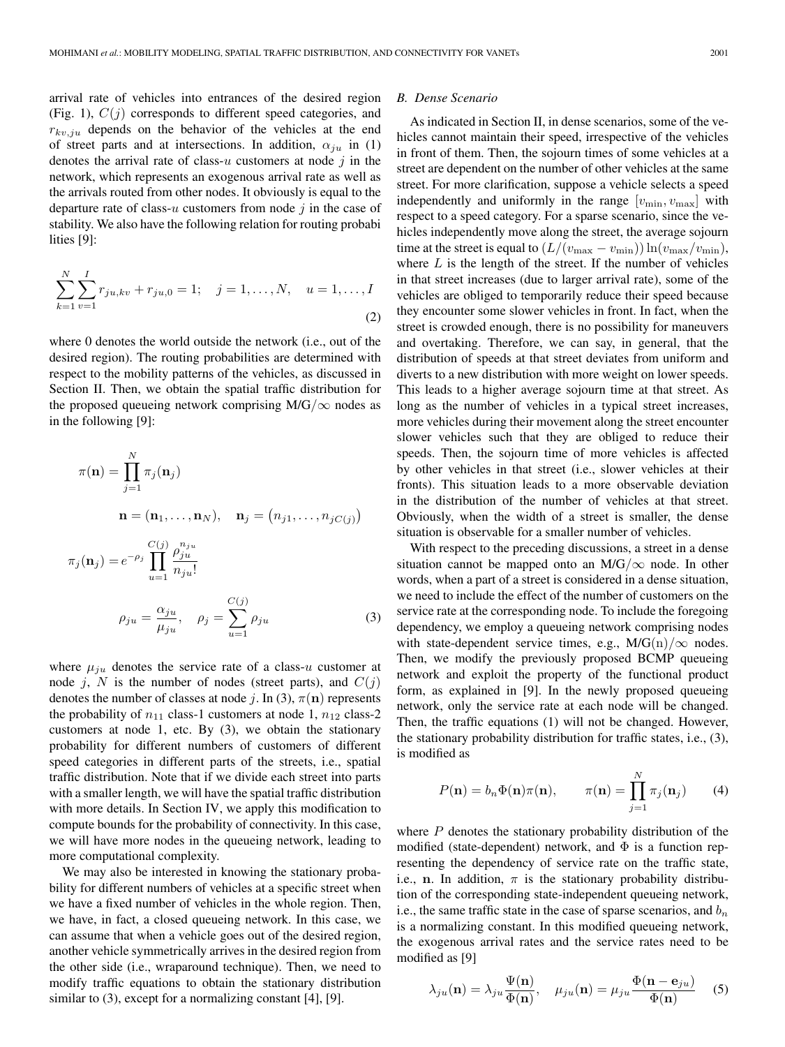arrival rate of vehicles into entrances of the desired region (Fig. 1), $C(j)$ corresponds to different speed categories, and $r_{kv,ju}$ depends on the behavior of the vehicles at the end of street parts and at intersections. In addition, $\alpha_{ju}$ in (1) denotes the arrival rate of class-$u$ customers at node $j$ in the network, which represents an exogenous arrival rate as well as the arrivals routed from other nodes. It obviously is equal to the departure rate of class-$u$ customers from node $j$ in the case of stability. We also have the following relation for routing probabilities [9]:

$$\sum_{k=1}^{N}\sum_{v=1}^{I} r_{ju,kv} + r_{ju,0} = 1; \quad j = 1,\ldots,N, \quad u = 1,\ldots,I \tag{2}$$

where 0 denotes the world outside the network (i.e., out of the desired region). The routing probabilities are determined with respect to the mobility patterns of the vehicles, as discussed in Section II. Then, we obtain the spatial traffic distribution for the proposed queueing network comprising M/G/$\infty$ nodes as in the following [9]:

$$\begin{aligned}
\pi(\mathbf{n}) &= \prod_{j=1}^{N} \pi_j(\mathbf{n}_j) \\
&\quad \mathbf{n} = (\mathbf{n}_1,\ldots,\mathbf{n}_N), \quad \mathbf{n}_j = \left(n_{j1},\ldots,n_{jC(j)}\right) \\
\pi_j(\mathbf{n}_j) &= e^{-\rho_j} \prod_{u=1}^{C(j)} \frac{\rho_{ju}^{n_{ju}}}{n_{ju}!} \\
&\quad \rho_{ju} = \frac{\alpha_{ju}}{\mu_{ju}}, \quad \rho_j = \sum_{u=1}^{C(j)} \rho_{ju}
\end{aligned} \tag{3}$$

where $\mu_{ju}$ denotes the service rate of a class-$u$ customer at node $j$, $N$ is the number of nodes (street parts), and $C(j)$ denotes the number of classes at node $j$. In (3), $\pi(\mathbf{n})$ represents the probability of $n_{11}$ class-1 customers at node 1, $n_{12}$ class-2 customers at node 1, etc. By (3), we obtain the stationary probability for different numbers of customers of different speed categories in different parts of the streets, i.e., spatial traffic distribution. Note that if we divide each street into parts with a smaller length, we will have the spatial traffic distribution with more details. In Section IV, we apply this modification to compute bounds for the probability of connectivity. In this case, we will have more nodes in the queueing network, leading to more computational complexity.

We may also be interested in knowing the stationary probability for different numbers of vehicles at a specific street when we have a fixed number of vehicles in the whole region. Then, we have, in fact, a closed queueing network. In this case, we can assume that when a vehicle goes out of the desired region, another vehicle symmetrically arrives in the desired region from the other side (i.e., wraparound technique). Then, we need to modify traffic equations to obtain the stationary distribution similar to (3), except for a normalizing constant [4], [9].

### B. Dense Scenario

As indicated in Section II, in dense scenarios, some of the vehicles cannot maintain their speed, irrespective of the vehicles in front of them. Then, the sojourn times of some vehicles at a street are dependent on the number of other vehicles at the same street. For more clarification, suppose a vehicle selects a speed independently and uniformly in the range $[v_{\min}, v_{\max}]$ with respect to a speed category. For a sparse scenario, since the vehicles independently move along the street, the average sojourn time at the street is equal to $(L/(v_{\max} - v_{\min}))\ln(v_{\max}/v_{\min})$, where $L$ is the length of the street. If the number of vehicles in that street increases (due to larger arrival rate), some of the vehicles are obliged to temporarily reduce their speed because they encounter some slower vehicles in front. In fact, when the street is crowded enough, there is no possibility for maneuvers and overtaking. Therefore, we can say, in general, that the distribution of speeds at that street deviates from uniform and diverts to a new distribution with more weight on lower speeds. This leads to a higher average sojourn time at that street. As long as the number of vehicles in a typical street increases, more vehicles during their movement along the street encounter slower vehicles such that they are obliged to reduce their speeds. Then, the sojourn time of more vehicles is affected by other vehicles in that street (i.e., slower vehicles at their fronts). This situation leads to a more observable deviation in the distribution of the number of vehicles at that street. Obviously, when the width of a street is smaller, the dense situation is observable for a smaller number of vehicles.

With respect to the preceding discussions, a street in a dense situation cannot be mapped onto an M/G/$\infty$ node. In other words, when a part of a street is considered in a dense situation, we need to include the effect of the number of customers on the service rate at the corresponding node. To include the foregoing dependency, we employ a queueing network comprising nodes with state-dependent service times, e.g., M/G(n)/$\infty$ nodes. Then, we modify the previously proposed BCMP queueing network and exploit the property of the functional product form, as explained in [9]. In the newly proposed queueing network, only the service rate at each node will be changed. Then, the traffic equations (1) will not be changed. However, the stationary probability distribution for traffic states, i.e., (3), is modified as

$$P(\mathbf{n}) = b_n \Phi(\mathbf{n})\pi(\mathbf{n}), \qquad \pi(\mathbf{n}) = \prod_{j=1}^{N} \pi_j(\mathbf{n}_j) \tag{4}$$

where $P$ denotes the stationary probability distribution of the modified (state-dependent) network, and $\Phi$ is a function representing the dependency of service rate on the traffic state, i.e., $\mathbf{n}$. In addition, $\pi$ is the stationary probability distribution of the corresponding state-independent queueing network, i.e., the same traffic state in the case of sparse scenarios, and $b_n$ is a normalizing constant. In this modified queueing network, the exogenous arrival rates and the service rates need to be modified as [9]

$$\lambda_{ju}(\mathbf{n}) = \lambda_{ju}\frac{\Psi(\mathbf{n})}{\Phi(\mathbf{n})}, \quad \mu_{ju}(\mathbf{n}) = \mu_{ju}\frac{\Phi(\mathbf{n} - \mathbf{e}_{ju})}{\Phi(\mathbf{n})} \tag{5}$$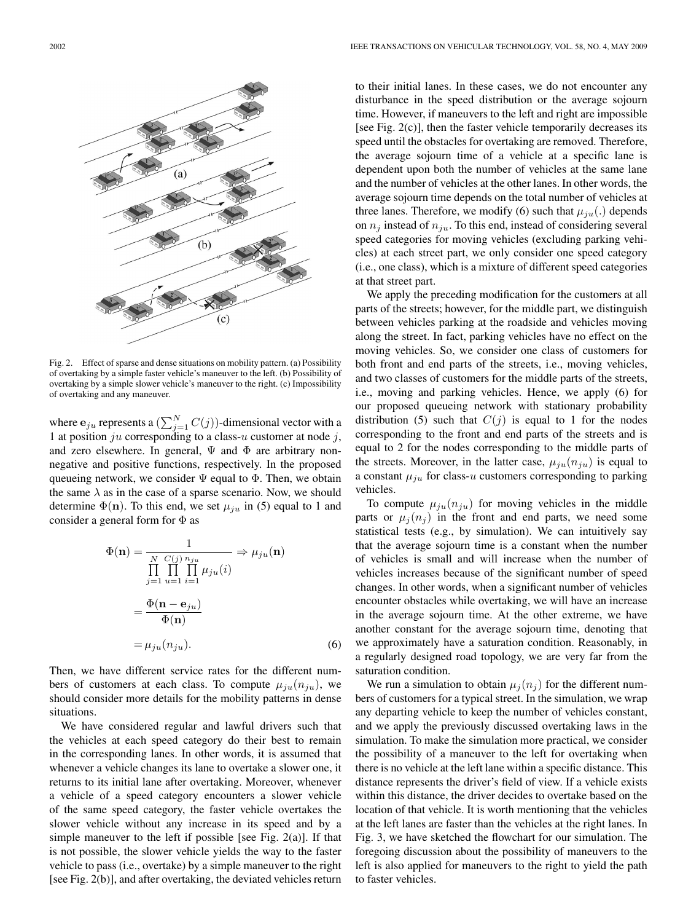Fig. 2. Effect of sparse and dense situations on mobility pattern. (a) Possibility of overtaking by a simple faster vehicle's maneuver to the left. (b) Possibility of overtaking by a simple slower vehicle's maneuver to the right. (c) Impossibility of overtaking and any maneuver.

where $\mathbf{e}_{ju}$ represents a $(\sum_{j=1}^{N} C(j))$-dimensional vector with a 1 at position $ju$ corresponding to a class-$u$ customer at node $j$, and zero elsewhere. In general, $\Psi$ and $\Phi$ are arbitrary nonnegative and positive functions, respectively. In the proposed queueing network, we consider $\Psi$ equal to $\Phi$. Then, we obtain the same $\lambda$ as in the case of a sparse scenario. Now, we should determine $\Phi(\mathbf{n})$. To this end, we set $\mu_{ju}$ in (5) equal to 1 and consider a general form for $\Phi$ as

$$\Phi(\mathbf{n}) = \frac{1}{\prod_{j=1}^{N}\prod_{u=1}^{C(j)}\prod_{i=1}^{n_{ju}} \mu_{ju}(i)} \Rightarrow \mu_{ju}(\mathbf{n}) = \frac{\Phi(\mathbf{n}-\mathbf{e}_{ju})}{\Phi(\mathbf{n})} = \mu_{ju}(n_{ju}). \tag{6}$$

Then, we have different service rates for the different numbers of customers at each class. To compute $\mu_{ju}(n_{ju})$, we should consider more details for the mobility patterns in dense situations.

We have considered regular and lawful drivers such that the vehicles at each speed category do their best to remain in the corresponding lanes. In other words, it is assumed that whenever a vehicle changes its lane to overtake a slower one, it returns to its initial lane after overtaking. Moreover, whenever a vehicle of a speed category encounters a slower vehicle of the same speed category, the faster vehicle overtakes the slower vehicle without any increase in its speed and by a simple maneuver to the left if possible [see Fig. 2(a)]. If that is not possible, the slower vehicle yields the way to the faster vehicle to pass (i.e., overtake) by a simple maneuver to the right [see Fig. 2(b)], and after overtaking, the deviated vehicles return to their initial lanes. In these cases, we do not encounter any disturbance in the speed distribution or the average sojourn time. However, if maneuvers to the left and right are impossible [see Fig. 2(c)], then the faster vehicle temporarily decreases its speed until the obstacles for overtaking are removed. Therefore, the average sojourn time of a vehicle at a specific lane is dependent upon both the number of vehicles at the same lane and the number of vehicles at the other lanes. In other words, the average sojourn time depends on the total number of vehicles at three lanes. Therefore, we modify (6) such that $\mu_{ju}(.)$ depends on $n_j$ instead of $n_{ju}$. To this end, instead of considering several speed categories for moving vehicles (excluding parking vehicles) at each street part, we only consider one speed category (i.e., one class), which is a mixture of different speed categories at that street part.

We apply the preceding modification for the customers at all parts of the streets; however, for the middle part, we distinguish between vehicles parking at the roadside and vehicles moving along the street. In fact, parking vehicles have no effect on the moving vehicles. So, we consider one class of customers for both front and end parts of the streets, i.e., moving vehicles, and two classes of customers for the middle parts of the streets, i.e., moving and parking vehicles. Hence, we apply (6) for our proposed queueing network with stationary probability distribution (5) such that $C(j)$ is equal to 1 for the nodes corresponding to the front and end parts of the streets and is equal to 2 for the nodes corresponding to the middle parts of the streets. Moreover, in the latter case, $\mu_{ju}(n_{ju})$ is equal to a constant $\mu_{ju}$ for class-$u$ customers corresponding to parking vehicles.

To compute $\mu_{ju}(n_{ju})$ for moving vehicles in the middle parts or $\mu_j(n_j)$ in the front and end parts, we need some statistical tests (e.g., by simulation). We can intuitively say that the average sojourn time is a constant when the number of vehicles is small and will increase when the number of vehicles increases because of the significant number of speed changes. In other words, when a significant number of vehicles encounter obstacles while overtaking, we will have an increase in the average sojourn time. At the other extreme, we have another constant for the average sojourn time, denoting that we approximately have a saturation condition. Reasonably, in a regularly designed road topology, we are very far from the saturation condition.

We run a simulation to obtain $\mu_j(n_j)$ for the different numbers of customers for a typical street. In the simulation, we wrap any departing vehicle to keep the number of vehicles constant, and we apply the previously discussed overtaking laws in the simulation. To make the simulation more practical, we consider the possibility of a maneuver to the left for overtaking when there is no vehicle at the left lane within a specific distance. This distance represents the driver's field of view. If a vehicle exists within this distance, the driver decides to overtake based on the location of that vehicle. It is worth mentioning that the vehicles at the left lanes are faster than the vehicles at the right lanes. In Fig. 3, we have sketched the flowchart for our simulation. The foregoing discussion about the possibility of maneuvers to the left is also applied for maneuvers to the right to yield the path to faster vehicles.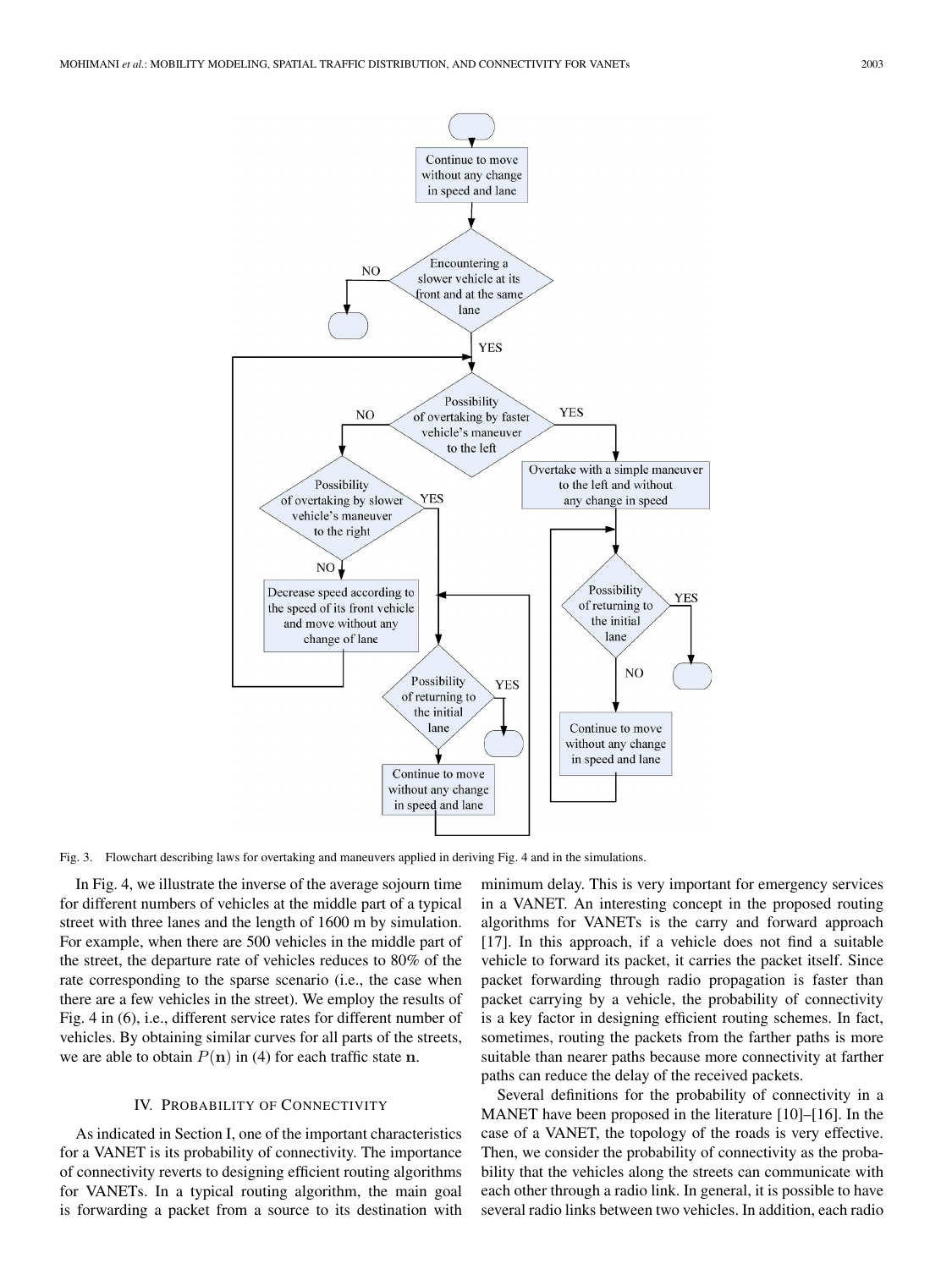Fig. 3. Flowchart describing laws for overtaking and maneuvers applied in deriving Fig. 4 and in the simulations.

In Fig. 4, we illustrate the inverse of the average sojourn time for different numbers of vehicles at the middle part of a typical street with three lanes and the length of 1600 m by simulation. For example, when there are 500 vehicles in the middle part of the street, the departure rate of vehicles reduces to 80% of the rate corresponding to the sparse scenario (i.e., the case when there are a few vehicles in the street). We employ the results of Fig. 4 in (6), i.e., different service rates for different number of vehicles. By obtaining similar curves for all parts of the streets, we are able to obtain $P(\mathbf{n})$ in (4) for each traffic state $\mathbf{n}$.

## IV. Probability of Connectivity

As indicated in Section I, one of the important characteristics for a VANET is its probability of connectivity. The importance of connectivity reverts to designing efficient routing algorithms for VANETs. In a typical routing algorithm, the main goal is forwarding a packet from a source to its destination with minimum delay. This is very important for emergency services in a VANET. An interesting concept in the proposed routing algorithms for VANETs is the carry and forward approach [17]. In this approach, if a vehicle does not find a suitable vehicle to forward its packet, it carries the packet itself. Since packet forwarding through radio propagation is faster than packet carrying by a vehicle, the probability of connectivity is a key factor in designing efficient routing schemes. In fact, sometimes, routing the packets from the farther paths is more suitable than nearer paths because more connectivity at farther paths can reduce the delay of the received packets.

Several definitions for the probability of connectivity in a MANET have been proposed in the literature [10]–[16]. In the case of a VANET, the topology of the roads is very effective. Then, we consider the probability of connectivity as the probability that the vehicles along the streets can communicate with each other through a radio link. In general, it is possible to have several radio links between two vehicles. In addition, each radio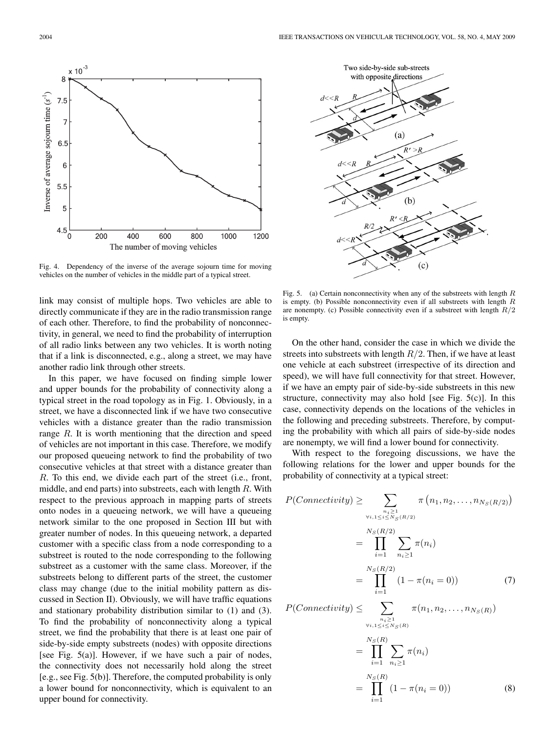Fig. 4. Dependency of the inverse of the average sojourn time for moving vehicles on the number of vehicles in the middle part of a typical street.

link may consist of multiple hops. Two vehicles are able to directly communicate if they are in the radio transmission range of each other. Therefore, to find the probability of nonconnectivity, in general, we need to find the probability of interruption of all radio links between any two vehicles. It is worth noting that if a link is disconnected, e.g., along a street, we may have another radio link through other streets.

In this paper, we have focused on finding simple lower and upper bounds for the probability of connectivity along a typical street in the road topology as in Fig. 1. Obviously, in a street, we have a disconnected link if we have two consecutive vehicles with a distance greater than the radio transmission range $R$. It is worth mentioning that the direction and speed of vehicles are not important in this case. Therefore, we modify our proposed queueing network to find the probability of two consecutive vehicles at that street with a distance greater than $R$. To this end, we divide each part of the street (i.e., front, middle, and end parts) into substreets, each with length $R$. With respect to the previous approach in mapping parts of streets onto nodes in a queueing network, we will have a queueing network similar to the one proposed in Section III but with greater number of nodes. In this queueing network, a departed customer with a specific class from a node corresponding to a substreet is routed to the node corresponding to the following substreet as a customer with the same class. Moreover, if the substreets belong to different parts of the street, the customer class may change (due to the initial mobility pattern as discussed in Section II). Obviously, we will have traffic equations and stationary probability distribution similar to (1) and (3). To find the probability of nonconnectivity along a typical street, we find the probability that there is at least one pair of side-by-side empty substreets (nodes) with opposite directions [see Fig. 5(a)]. However, if we have such a pair of nodes, the connectivity does not necessarily hold along the street [e.g., see Fig. 5(b)]. Therefore, the computed probability is only a lower bound for nonconnectivity, which is equivalent to an upper bound for connectivity.

Fig. 5. (a) Certain nonconnectivity when any of the substreets with length $R$ is empty. (b) Possible nonconnectivity even if all substreets with length $R$ are nonempty. (c) Possible connectivity even if a substreet with length $R/2$ is empty.

On the other hand, consider the case in which we divide the streets into substreets with length $R/2$. Then, if we have at least one vehicle at each substreet (irrespective of its direction and speed), we will have full connectivity for that street. However, if we have an empty pair of side-by-side substreets in this new structure, connectivity may also hold [see Fig. 5(c)]. In this case, connectivity depends on the locations of the vehicles in the following and preceding substreets. Therefore, by computing the probability with which all pairs of side-by-side nodes are nonempty, we will find a lower bound for connectivity.

With respect to the foregoing discussions, we have the following relations for the lower and upper bounds for the probability of connectivity at a typical street:

$$
\begin{aligned}
P(Connectivity) &\geq \sum_{\substack{n_i \geq 1 \\ \forall i, 1 \leq i \leq N_S(R/2)}} \pi\left(n_1, n_2, \ldots, n_{N_S(R/2)}\right) \\
&= \prod_{i=1}^{N_S(R/2)} \sum_{n_i \geq 1} \pi(n_i) \\
&= \prod_{i=1}^{N_S(R/2)} \left(1 - \pi(n_i = 0)\right) \qquad (7)
\end{aligned}
$$

$$
\begin{aligned}
P(Connectivity) &\leq \sum_{\substack{n_i \geq 1 \\ \forall i, 1 \leq i \leq N_S(R)}} \pi\left(n_1, n_2, \ldots, n_{N_S(R)}\right) \\
&= \prod_{i=1}^{N_S(R)} \sum_{n_i \geq 1} \pi(n_i) \\
&= \prod_{i=1}^{N_S(R)} \left(1 - \pi(n_i = 0)\right) \qquad (8)
\end{aligned}
$$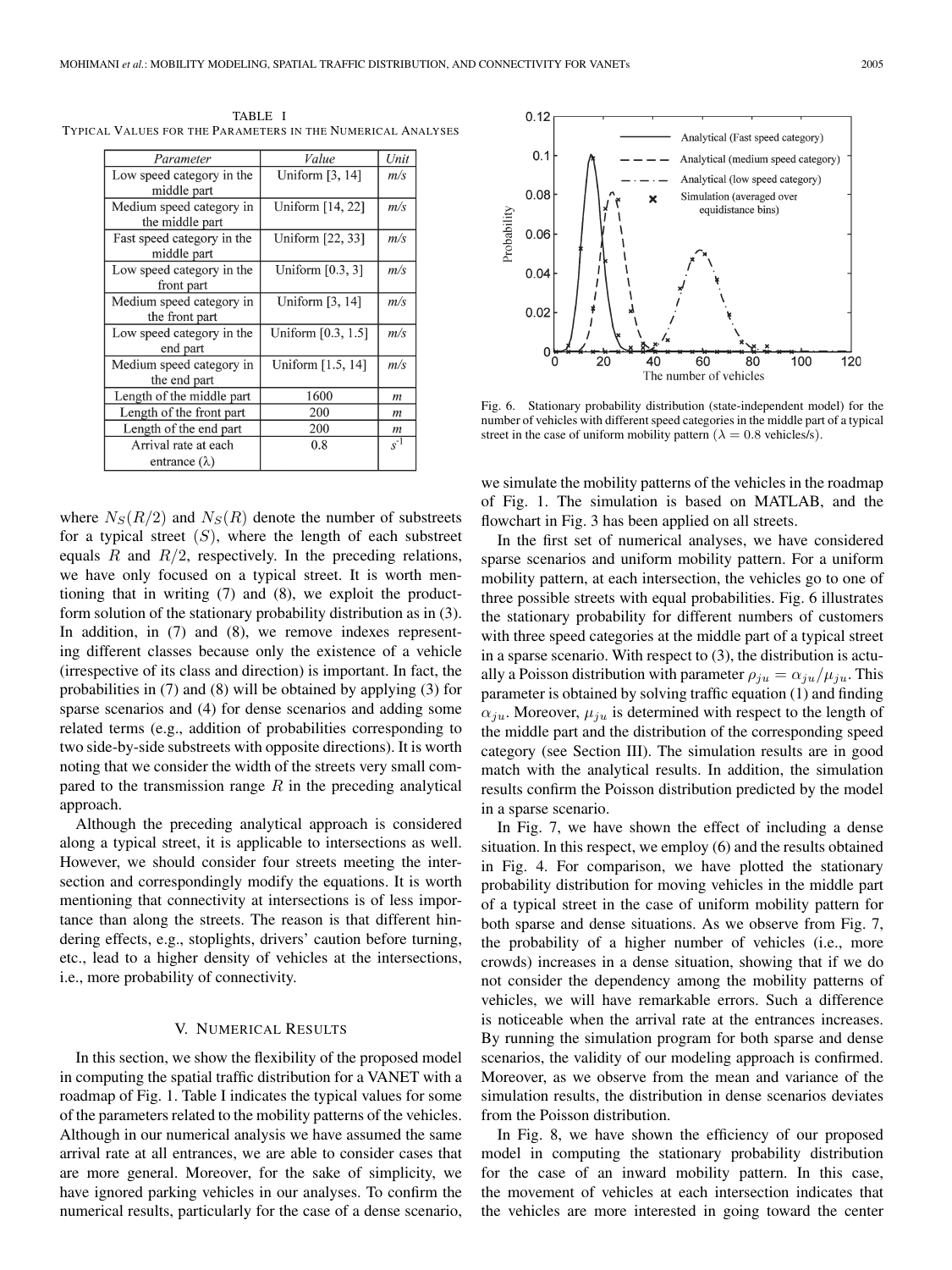TABLE I
TYPICAL VALUES FOR THE PARAMETERS IN THE NUMERICAL ANALYSES

| *Parameter* | *Value* | *Unit* |
|---|---|---|
| Low speed category in the middle part | Uniform [3, 14] | *m/s* |
| Medium speed category in the middle part | Uniform [14, 22] | *m/s* |
| Fast speed category in the middle part | Uniform [22, 33] | *m/s* |
| Low speed category in the front part | Uniform [0.3, 3] | *m/s* |
| Medium speed category in the front part | Uniform [3, 14] | *m/s* |
| Low speed category in the end part | Uniform [0.3, 1.5] | *m/s* |
| Medium speed category in the end part | Uniform [1.5, 14] | *m/s* |
| Length of the middle part | 1600 | *m* |
| Length of the front part | 200 | *m* |
| Length of the end part | 200 | *m* |
| Arrival rate at each entrance ($\lambda$) | 0.8 | $s^{-1}$ |

where $N_S(R/2)$ and $N_S(R)$ denote the number of substreets for a typical street ($S$), where the length of each substreet equals $R$ and $R/2$, respectively. In the preceding relations, we have only focused on a typical street. It is worth mentioning that in writing (7) and (8), we exploit the product-form solution of the stationary probability distribution as in (3). In addition, in (7) and (8), we remove indexes representing different classes because only the existence of a vehicle (irrespective of its class and direction) is important. In fact, the probabilities in (7) and (8) will be obtained by applying (3) for sparse scenarios and (4) for dense scenarios and adding some related terms (e.g., addition of probabilities corresponding to two side-by-side substreets with opposite directions). It is worth noting that we consider the width of the streets very small compared to the transmission range $R$ in the preceding analytical approach.

Although the preceding analytical approach is considered along a typical street, it is applicable to intersections as well. However, we should consider four streets meeting the intersection and correspondingly modify the equations. It is worth mentioning that connectivity at intersections is of less importance than along the streets. The reason is that different hindering effects, e.g., stoplights, drivers' caution before turning, etc., lead to a higher density of vehicles at the intersections, i.e., more probability of connectivity.

## V. NUMERICAL RESULTS

In this section, we show the flexibility of the proposed model in computing the spatial traffic distribution for a VANET with a roadmap of Fig. 1. Table I indicates the typical values for some of the parameters related to the mobility patterns of the vehicles. Although in our numerical analysis we have assumed the same arrival rate at all entrances, we are able to consider cases that are more general. Moreover, for the sake of simplicity, we have ignored parking vehicles in our analyses. To confirm the numerical results, particularly for the case of a dense scenario, we simulate the mobility patterns of the vehicles in the roadmap of Fig. 1. The simulation is based on MATLAB, and the flowchart in Fig. 3 has been applied on all streets.

Fig. 6. Stationary probability distribution (state-independent model) for the number of vehicles with different speed categories in the middle part of a typical street in the case of uniform mobility pattern ($\lambda = 0.8$ vehicles/s).

In the first set of numerical analyses, we have considered sparse scenarios and uniform mobility pattern. For a uniform mobility pattern, at each intersection, the vehicles go to one of three possible streets with equal probabilities. Fig. 6 illustrates the stationary probability for different numbers of customers with three speed categories at the middle part of a typical street in a sparse scenario. With respect to (3), the distribution is actually a Poisson distribution with parameter $\rho_{ju} = \alpha_{ju}/\mu_{ju}$. This parameter is obtained by solving traffic equation (1) and finding $\alpha_{ju}$. Moreover, $\mu_{ju}$ is determined with respect to the length of the middle part and the distribution of the corresponding speed category (see Section III). The simulation results are in good match with the analytical results. In addition, the simulation results confirm the Poisson distribution predicted by the model in a sparse scenario.

In Fig. 7, we have shown the effect of including a dense situation. In this respect, we employ (6) and the results obtained in Fig. 4. For comparison, we have plotted the stationary probability distribution for moving vehicles in the middle part of a typical street in the case of uniform mobility pattern for both sparse and dense situations. As we observe from Fig. 7, the probability of a higher number of vehicles (i.e., more crowds) increases in a dense situation, showing that if we do not consider the dependency among the mobility patterns of vehicles, we will have remarkable errors. Such a difference is noticeable when the arrival rate at the entrances increases. By running the simulation program for both sparse and dense scenarios, the validity of our modeling approach is confirmed. Moreover, as we observe from the mean and variance of the simulation results, the distribution in dense scenarios deviates from the Poisson distribution.

In Fig. 8, we have shown the efficiency of our proposed model in computing the stationary probability distribution for the case of an inward mobility pattern. In this case, the movement of vehicles at each intersection indicates that the vehicles are more interested in going toward the center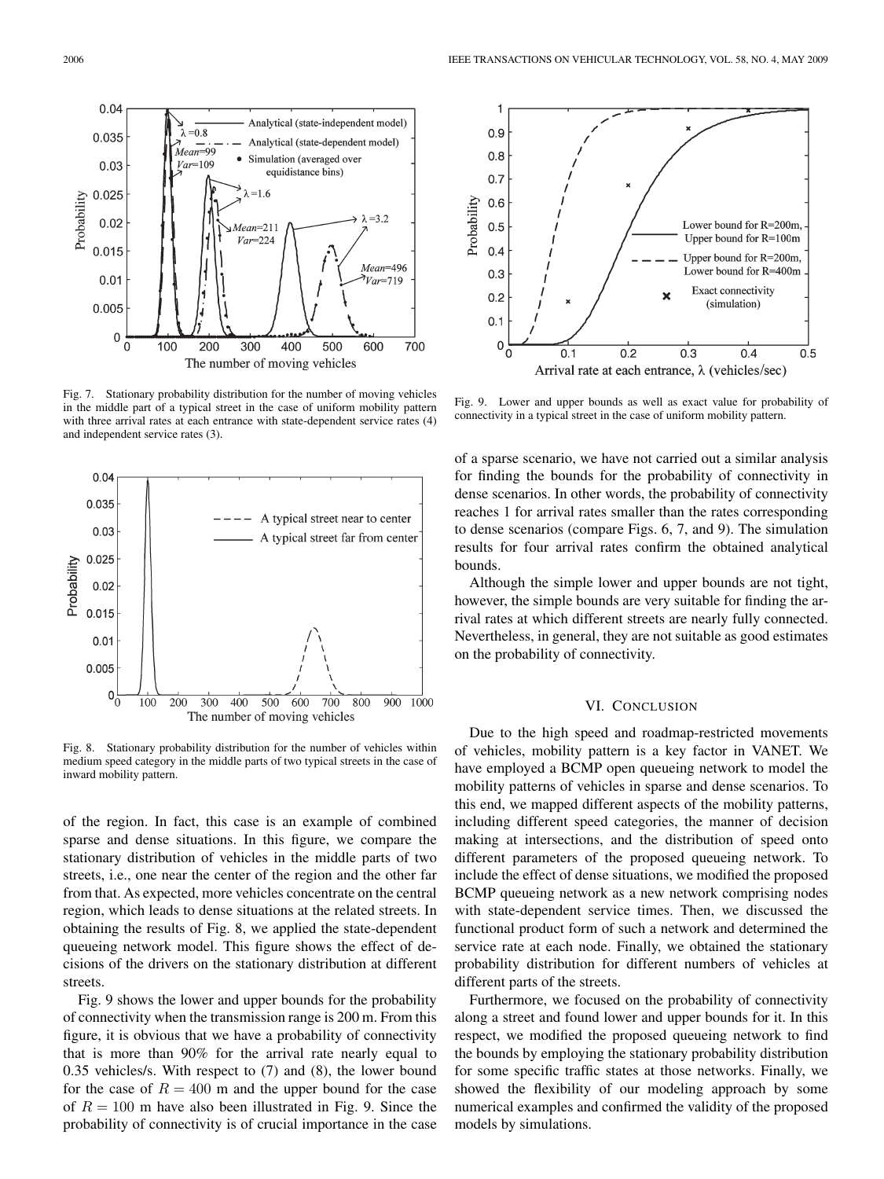Fig. 7. Stationary probability distribution for the number of moving vehicles in the middle part of a typical street in the case of uniform mobility pattern with three arrival rates at each entrance with state-dependent service rates (4) and independent service rates (3).

Fig. 8. Stationary probability distribution for the number of vehicles within medium speed category in the middle parts of two typical streets in the case of inward mobility pattern.

of the region. In fact, this case is an example of combined sparse and dense situations. In this figure, we compare the stationary distribution of vehicles in the middle parts of two streets, i.e., one near the center of the region and the other far from that. As expected, more vehicles concentrate on the central region, which leads to dense situations at the related streets. In obtaining the results of Fig. 8, we applied the state-dependent queueing network model. This figure shows the effect of decisions of the drivers on the stationary distribution at different streets.

Fig. 9 shows the lower and upper bounds for the probability of connectivity when the transmission range is 200 m. From this figure, it is obvious that we have a probability of connectivity that is more than 90% for the arrival rate nearly equal to 0.35 vehicles/s. With respect to (7) and (8), the lower bound for the case of $R = 400$ m and the upper bound for the case of $R = 100$ m have also been illustrated in Fig. 9. Since the probability of connectivity is of crucial importance in the case of a sparse scenario, we have not carried out a similar analysis for finding the bounds for the probability of connectivity in dense scenarios. In other words, the probability of connectivity reaches 1 for arrival rates smaller than the rates corresponding to dense scenarios (compare Figs. 6, 7, and 9). The simulation results for four arrival rates confirm the obtained analytical bounds.

Fig. 9. Lower and upper bounds as well as exact value for probability of connectivity in a typical street in the case of uniform mobility pattern.

Although the simple lower and upper bounds are not tight, however, the simple bounds are very suitable for finding the arrival rates at which different streets are nearly fully connected. Nevertheless, in general, they are not suitable as good estimates on the probability of connectivity.

## VI. Conclusion

Due to the high speed and roadmap-restricted movements of vehicles, mobility pattern is a key factor in VANET. We have employed a BCMP open queueing network to model the mobility patterns of vehicles in sparse and dense scenarios. To this end, we mapped different aspects of the mobility patterns, including different speed categories, the manner of decision making at intersections, and the distribution of speed onto different parameters of the proposed queueing network. To include the effect of dense situations, we modified the proposed BCMP queueing network as a new network comprising nodes with state-dependent service times. Then, we discussed the functional product form of such a network and determined the service rate at each node. Finally, we obtained the stationary probability distribution for different numbers of vehicles at different parts of the streets.

Furthermore, we focused on the probability of connectivity along a street and found lower and upper bounds for it. In this respect, we modified the proposed queueing network to find the bounds by employing the stationary probability distribution for some specific traffic states at those networks. Finally, we showed the flexibility of our modeling approach by some numerical examples and confirmed the validity of the proposed models by simulations.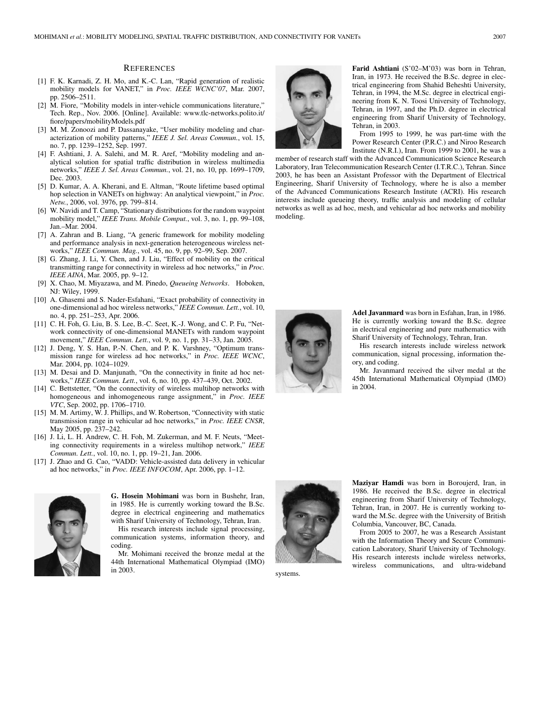## References

[1] F. K. Karnadi, Z. H. Mo, and K.-C. Lan, "Rapid generation of realistic mobility models for VANET," in *Proc. IEEE WCNC'07*, Mar. 2007, pp. 2506–2511.

[2] M. Fiore, "Mobility models in inter-vehicle communications literature," Tech. Rep., Nov. 2006. [Online]. Available: www.tlc-networks.polito.it/fiore/papers/mobilityModels.pdf

[3] M. M. Zonoozi and P. Dassanayake, "User mobility modeling and characterization of mobility patterns," *IEEE J. Sel. Areas Commun.*, vol. 15, no. 7, pp. 1239–1252, Sep. 1997.

[4] F. Ashtiani, J. A. Salehi, and M. R. Aref, "Mobility modeling and analytical solution for spatial traffic distribution in wireless multimedia networks," *IEEE J. Sel. Areas Commun.*, vol. 21, no. 10, pp. 1699–1709, Dec. 2003.

[5] D. Kumar, A. A. Kherani, and E. Altman, "Route lifetime based optimal hop selection in VANETs on highway: An analytical viewpoint," in *Proc. Netw.*, 2006, vol. 3976, pp. 799–814.

[6] W. Navidi and T. Camp, "Stationary distributions for the random waypoint mobility model," *IEEE Trans. Mobile Comput.*, vol. 3, no. 1, pp. 99–108, Jan.–Mar. 2004.

[7] A. Zahran and B. Liang, "A generic framework for mobility modeling and performance analysis in next-generation heterogeneous wireless networks," *IEEE Commun. Mag.*, vol. 45, no. 9, pp. 92–99, Sep. 2007.

[8] G. Zhang, J. Li, Y. Chen, and J. Liu, "Effect of mobility on the critical transmitting range for connectivity in wireless ad hoc networks," in *Proc. IEEE AINA*, Mar. 2005, pp. 9–12.

[9] X. Chao, M. Miyazawa, and M. Pinedo, *Queueing Networks*. Hoboken, NJ: Wiley, 1999.

[10] A. Ghasemi and S. Nader-Esfahani, "Exact probability of connectivity in one-dimensional ad hoc wireless networks," *IEEE Commun. Lett.*, vol. 10, no. 4, pp. 251–253, Apr. 2006.

[11] C. H. Foh, G. Liu, B. S. Lee, B.-C. Seet, K.-J. Wong, and C. P. Fu, "Network connectivity of one-dimensional MANETs with random waypoint movement," *IEEE Commun. Lett.*, vol. 9, no. 1, pp. 31–33, Jan. 2005.

[12] J. Deng, Y. S. Han, P.-N. Chen, and P. K. Varshney, "Optimum transmission range for wireless ad hoc networks," in *Proc. IEEE WCNC*, Mar. 2004, pp. 1024–1029.

[13] M. Desai and D. Manjunath, "On the connectivity in finite ad hoc networks," *IEEE Commun. Lett.*, vol. 6, no. 10, pp. 437–439, Oct. 2002.

[14] C. Bettstetter, "On the connectivity of wireless multihop networks with homogeneous and inhomogeneous range assignment," in *Proc. IEEE VTC*, Sep. 2002, pp. 1706–1710.

[15] M. M. Artimy, W. J. Phillips, and W. Robertson, "Connectivity with static transmission range in vehicular ad hoc networks," in *Proc. IEEE CNSR*, May 2005, pp. 237–242.

[16] J. Li, L. H. Andrew, C. H. Foh, M. Zukerman, and M. F. Neuts, "Meeting connectivity requirements in a wireless multihop network," *IEEE Commun. Lett.*, vol. 10, no. 1, pp. 19–21, Jan. 2006.

[17] J. Zhao and G. Cao, "VADD: Vehicle-assisted data delivery in vehicular ad hoc networks," in *Proc. IEEE INFOCOM*, Apr. 2006, pp. 1–12.

**G. Hosein Mohimani** was born in Bushehr, Iran, in 1985. He is currently working toward the B.Sc. degree in electrical engineering and mathematics with Sharif University of Technology, Tehran, Iran.

His research interests include signal processing, communication systems, information theory, and coding.

Mr. Mohimani received the bronze medal at the 44th International Mathematical Olympiad (IMO) in 2003.

**Farid Ashtiani** (S'02–M'03) was born in Tehran, Iran, in 1973. He received the B.Sc. degree in electrical engineering from Shahid Beheshti University, Tehran, in 1994, the M.Sc. degree in electrical engineering from K. N. Toosi University of Technology, Tehran, in 1997, and the Ph.D. degree in electrical engineering from Sharif University of Technology, Tehran, in 2003.

From 1995 to 1999, he was part-time with the Power Research Center (P.R.C.) and Niroo Research Institute (N.R.I.), Iran. From 1999 to 2001, he was a member of research staff with the Advanced Communication Science Research Laboratory, Iran Telecommunication Research Center (I.T.R.C.), Tehran. Since 2003, he has been an Assistant Professor with the Department of Electrical Engineering, Sharif University of Technology, where he is also a member of the Advanced Communications Research Institute (ACRI). His research interests include queueing theory, traffic analysis and modeling of cellular networks as well as ad hoc, mesh, and vehicular ad hoc networks and mobility modeling.

**Adel Javanmard** was born in Esfahan, Iran, in 1986. He is currently working toward the B.Sc. degree in electrical engineering and pure mathematics with Sharif University of Technology, Tehran, Iran.

His research interests include wireless network communication, signal processing, information theory, and coding.

Mr. Javanmard received the silver medal at the 45th International Mathematical Olympiad (IMO) in 2004.

**Maziyar Hamdi** was born in Boroujerd, Iran, in 1986. He received the B.Sc. degree in electrical engineering from Sharif University of Technology, Tehran, Iran, in 2007. He is currently working toward the M.Sc. degree with the University of British Columbia, Vancouver, BC, Canada.

From 2005 to 2007, he was a Research Assistant with the Information Theory and Secure Communication Laboratory, Sharif University of Technology. His research interests include wireless networks, wireless communications, and ultra-wideband systems.